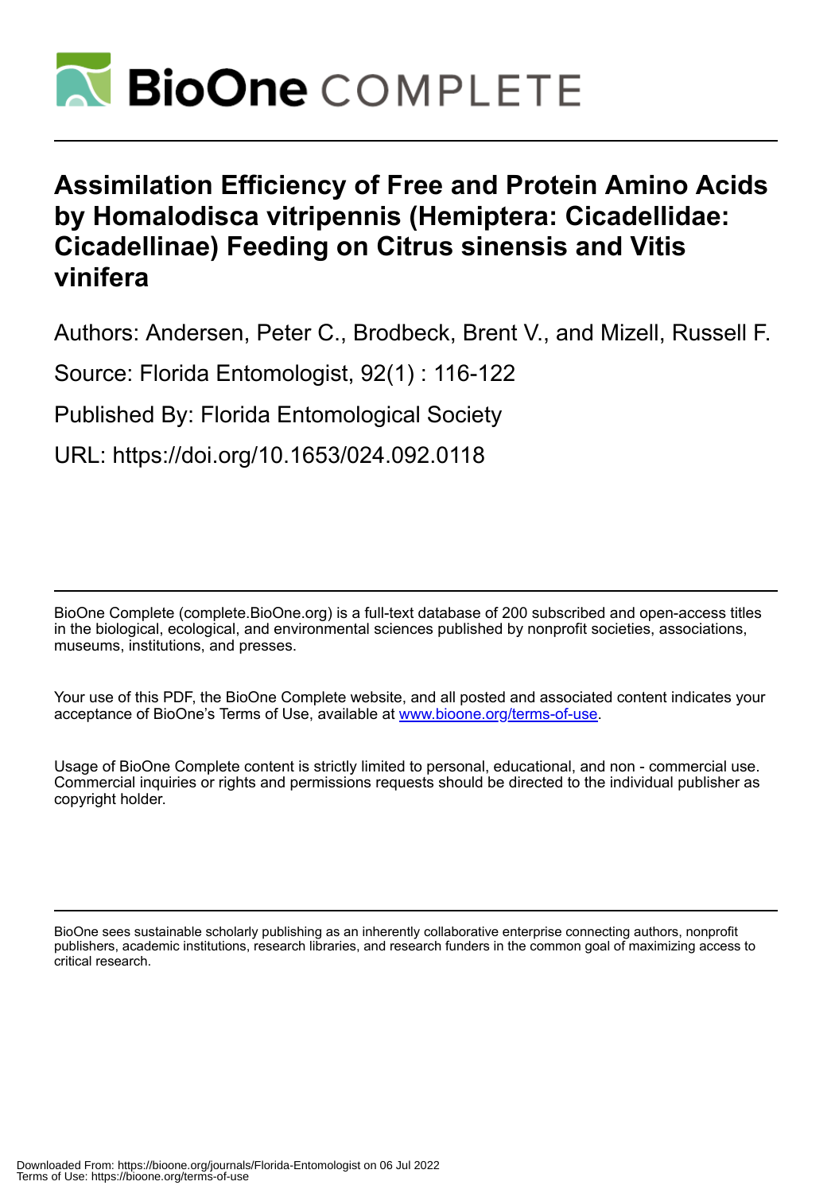# Assimilation Efficiency of Free and Protein Amino Acids by Homalodisca vitripennis (Hemiptera: Cicadellidae: Cicadellinae) Feeding on Citrus sinensis and Vitis vinifera

Authors: Andersen, Peter C., Brodbeck, Brent V., and Mizell, Russell F.

Source: Florida Entomologist, 92(1) : 116-122

Published By: Florida Entomological Society

URL: https://doi.org/10.1653/024.092.0118

BioOne Complete (complete.BioOne.org) is a full-text database of 200 subscribed and open-access titles in the biological, ecological, and environmental sciences published by nonprofit societies, associations, museums, institutions, and presses.

Your use of this PDF, the BioOne Complete website, and all posted and associated content indicates your acceptance of BioOne's Terms of Use, available at www.bioone.org/terms-of-use.

Usage of BioOne Complete content is strictly limited to personal, educational, and non - commercial use. Commercial inquiries or rights and permissions requests should be directed to the individual publisher as copyright holder.

BioOne sees sustainable scholarly publishing as an inherently collaborative enterprise connecting authors, nonprofit publishers, academic institutions, research libraries, and research funders in the common goal of maximizing access to critical research.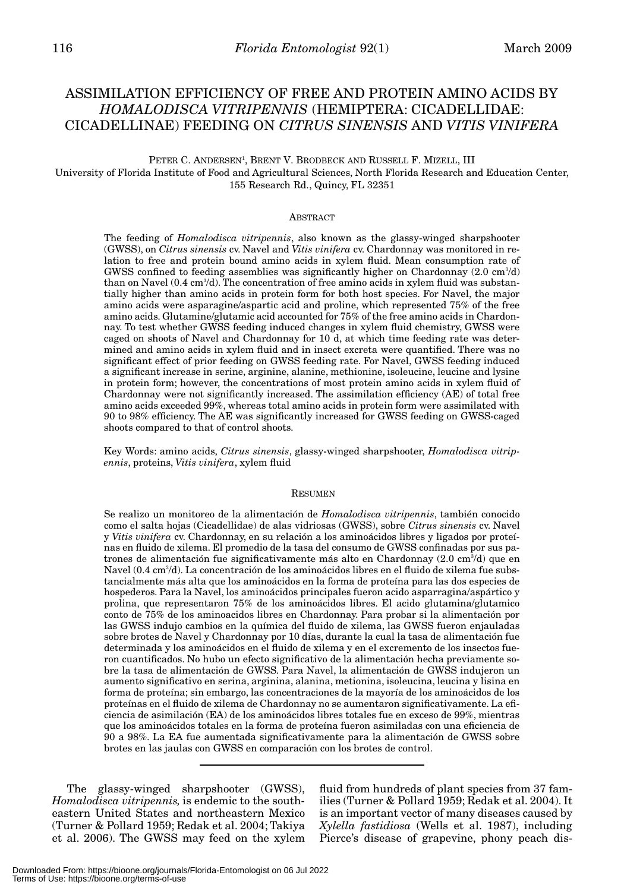# ASSIMILATION EFFICIENCY OF FREE AND PROTEIN AMINO ACIDS BY *HOMALODISCA VITRIPENNIS* (HEMIPTERA: CICADELLIDAE: CICADELLINAE) FEEDING ON *CITRUS SINENSIS* AND *VITIS VINIFERA*

PETER C. ANDERSEN[1], BRENT V. BRODBECK AND RUSSELL F. MIZELL, III

University of Florida Institute of Food and Agricultural Sciences, North Florida Research and Education Center, 155 Research Rd., Quincy, FL 32351

## ABSTRACT

The feeding of *Homalodisca vitripennis*, also known as the glassy-winged sharpshooter (GWSS), on *Citrus sinensis* cv. Navel and *Vitis vinifera* cv. Chardonnay was monitored in relation to free and protein bound amino acids in xylem fluid. Mean consumption rate of GWSS confined to feeding assemblies was significantly higher on Chardonnay (2.0 $cm^3$/d) than on Navel (0.4 $cm^3$/d). The concentration of free amino acids in xylem fluid was substantially higher than amino acids in protein form for both host species. For Navel, the major amino acids were asparagine/aspartic acid and proline, which represented 75% of the free amino acids. Glutamine/glutamic acid accounted for 75% of the free amino acids in Chardonnay. To test whether GWSS feeding induced changes in xylem fluid chemistry, GWSS were caged on shoots of Navel and Chardonnay for 10 d, at which time feeding rate was determined and amino acids in xylem fluid and in insect excreta were quantified. There was no significant effect of prior feeding on GWSS feeding rate. For Navel, GWSS feeding induced a significant increase in serine, arginine, alanine, methionine, isoleucine, leucine and lysine in protein form; however, the concentrations of most protein amino acids in xylem fluid of Chardonnay were not significantly increased. The assimilation efficiency (AE) of total free amino acids exceeded 99%, whereas total amino acids in protein form were assimilated with 90 to 98% efficiency. The AE was significantly increased for GWSS feeding on GWSS-caged shoots compared to that of control shoots.

Key Words: amino acids, *Citrus sinensis*, glassy-winged sharpshooter, *Homalodisca vitripennis*, proteins, *Vitis vinifera*, xylem fluid

## RESUMEN

Se realizo un monitoreo de la alimentación de *Homalodisca vitripennis*, también conocido como el salta hojas (Cicadellidae) de alas vidriosas (GWSS), sobre *Citrus sinensis* cv. Navel y *Vitis vinifera* cv. Chardonnay, en su relación a los aminoácidos libres y ligados por proteínas en fluido de xilema. El promedio de la tasa del consumo de GWSS confinadas por sus patrones de alimentación fue significativamente más alto en Chardonnay (2.0 $cm^3$/d) que en Navel (0.4 $cm^3$/d). La concentración de los aminoácidos libres en el fluido de xilema fue substancialmente más alta que los aminoácidos en la forma de proteína para las dos especies de hospederos. Para la Navel, los aminoácidos principales fueron acido asparragina/aspártico y prolina, que representaron 75% de los aminoácidos libres. El acido glutamina/glutamico conto de 75% de los aminoacidos libres en Chardonnay. Para probar si la alimentación por las GWSS indujo cambios en la química del fluido de xilema, las GWSS fueron enjauladas sobre brotes de Navel y Chardonnay por 10 días, durante la cual la tasa de alimentación fue determinada y los aminoácidos en el fluido de xilema y en el excremento de los insectos fueron cuantificados. No hubo un efecto significativo de la alimentación hecha previamente sobre la tasa de alimentación de GWSS. Para Navel, la alimentación de GWSS indujeron un aumento significativo en serina, arginina, alanina, metionina, isoleucina, leucina y lisina en forma de proteína; sin embargo, las concentraciones de la mayoría de los aminoácidos de los proteínas en el fluido de xilema de Chardonnay no se aumentaron significativamente. La eficiencia de asimilación (EA) de los aminoácidos libres totales fue en exceso de 99%, mientras que los aminoácidos totales en la forma de proteína fueron asimiladas con una eficiencia de 90 a 98%. La EA fue aumentada significativamente para la alimentación de GWSS sobre brotes en las jaulas con GWSS en comparación con los brotes de control.

The glassy-winged sharpshooter (GWSS), *Homalodisca vitripennis,* is endemic to the southeastern United States and northeastern Mexico (Turner & Pollard 1959; Redak et al. 2004; Takiya et al. 2006). The GWSS may feed on the xylem fluid from hundreds of plant species from 37 families (Turner & Pollard 1959; Redak et al. 2004). It is an important vector of many diseases caused by *Xylella fastidiosa* (Wells et al. 1987), including Pierce's disease of grapevine, phony peach dis-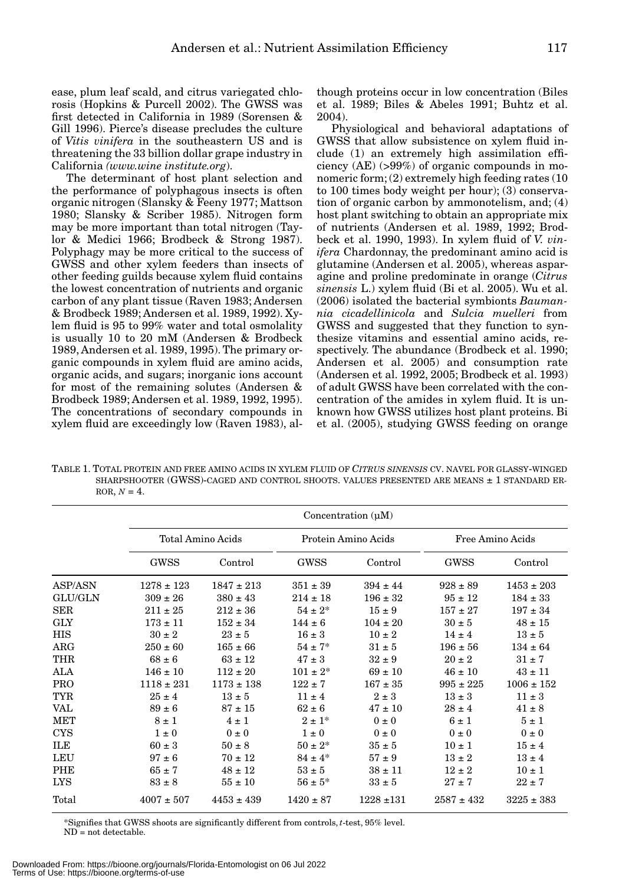ease, plum leaf scald, and citrus variegated chlorosis (Hopkins & Purcell 2002). The GWSS was first detected in California in 1989 (Sorensen & Gill 1996). Pierce's disease precludes the culture of *Vitis vinifera* in the southeastern US and is threatening the 33 billion dollar grape industry in California *(www.wine institute.org)*.

The determinant of host plant selection and the performance of polyphagous insects is often organic nitrogen (Slansky & Feeny 1977; Mattson 1980; Slansky & Scriber 1985). Nitrogen form may be more important than total nitrogen (Taylor & Medici 1966; Brodbeck & Strong 1987). Polyphagy may be more critical to the success of GWSS and other xylem feeders than insects of other feeding guilds because xylem fluid contains the lowest concentration of nutrients and organic carbon of any plant tissue (Raven 1983; Andersen & Brodbeck 1989; Andersen et al. 1989, 1992). Xylem fluid is 95 to 99% water and total osmolality is usually 10 to 20 mM (Andersen & Brodbeck 1989, Andersen et al. 1989, 1995). The primary organic compounds in xylem fluid are amino acids, organic acids, and sugars; inorganic ions account for most of the remaining solutes (Andersen & Brodbeck 1989; Andersen et al. 1989, 1992, 1995). The concentrations of secondary compounds in xylem fluid are exceedingly low (Raven 1983), although proteins occur in low concentration (Biles et al. 1989; Biles & Abeles 1991; Buhtz et al. 2004).

Physiological and behavioral adaptations of GWSS that allow subsistence on xylem fluid include (1) an extremely high assimilation efficiency (AE) (>99%) of organic compounds in monomeric form; (2) extremely high feeding rates (10 to 100 times body weight per hour); (3) conservation of organic carbon by ammonotelism, and; (4) host plant switching to obtain an appropriate mix of nutrients (Andersen et al. 1989, 1992; Brodbeck et al. 1990, 1993). In xylem fluid of *V. vinifera* Chardonnay, the predominant amino acid is glutamine (Andersen et al. 2005), whereas asparagine and proline predominate in orange (*Citrus sinensis* L.) xylem fluid (Bi et al. 2005). Wu et al. (2006) isolated the bacterial symbionts *Baumannia cicadellinicola* and *Sulcia muelleri* from GWSS and suggested that they function to synthesize vitamins and essential amino acids, respectively. The abundance (Brodbeck et al. 1990; Andersen et al. 2005) and consumption rate (Andersen et al. 1992, 2005; Brodbeck et al. 1993) of adult GWSS have been correlated with the concentration of the amides in xylem fluid. It is unknown how GWSS utilizes host plant proteins. Bi et al. (2005), studying GWSS feeding on orange

TABLE 1. TOTAL PROTEIN AND FREE AMINO ACIDS IN XYLEM FLUID OF *CITRUS SINENSIS* CV. NAVEL FOR GLASSY-WINGED SHARPSHOOTER (GWSS)-CAGED AND CONTROL SHOOTS. VALUES PRESENTED ARE MEANS ± 1 STANDARD ERROR, $N = 4$.

| | Concentration (µM) | | | | | |
|---|---|---|---|---|---|---|
| | Total Amino Acids | | Protein Amino Acids | | Free Amino Acids | |
| | GWSS | Control | GWSS | Control | GWSS | Control |
| ASP/ASN | 1278 ± 123 | 1847 ± 213 | 351 ± 39 | 394 ± 44 | 928 ± 89 | 1453 ± 203 |
| GLU/GLN | 309 ± 26 | 380 ± 43 | 214 ± 18 | 196 ± 32 | 95 ± 12 | 184 ± 33 |
| SER | 211 ± 25 | 212 ± 36 | 54 ± 2* | 15 ± 9 | 157 ± 27 | 197 ± 34 |
| GLY | 173 ± 11 | 152 ± 34 | 144 ± 6 | 104 ± 20 | 30 ± 5 | 48 ± 15 |
| HIS | 30 ± 2 | 23 ± 5 | 16 ± 3 | 10 ± 2 | 14 ± 4 | 13 ± 5 |
| ARG | 250 ± 60 | 165 ± 66 | 54 ± 7* | 31 ± 5 | 196 ± 56 | 134 ± 64 |
| THR | 68 ± 6 | 63 ± 12 | 47 ± 3 | 32 ± 9 | 20 ± 2 | 31 ± 7 |
| ALA | 146 ± 10 | 112 ± 20 | 101 ± 2* | 69 ± 10 | 46 ± 10 | 43 ± 11 |
| PRO | 1118 ± 231 | 1173 ± 138 | 122 ± 7 | 167 ± 35 | 995 ± 225 | 1006 ± 152 |
| TYR | 25 ± 4 | 13 ± 5 | 11 ± 4 | 2 ± 3 | 13 ± 3 | 11 ± 3 |
| VAL | 89 ± 6 | 87 ± 15 | 62 ± 6 | 47 ± 10 | 28 ± 4 | 41 ± 8 |
| MET | 8 ± 1 | 4 ± 1 | 2 ± 1* | 0 ± 0 | 6 ± 1 | 5 ± 1 |
| CYS | 1 ± 0 | 0 ± 0 | 1 ± 0 | 0 ± 0 | 0 ± 0 | 0 ± 0 |
| ILE | 60 ± 3 | 50 ± 8 | 50 ± 2* | 35 ± 5 | 10 ± 1 | 15 ± 4 |
| LEU | 97 ± 6 | 70 ± 12 | 84 ± 4* | 57 ± 9 | 13 ± 2 | 13 ± 4 |
| PHE | 65 ± 7 | 48 ± 12 | 53 ± 5 | 38 ± 11 | 12 ± 2 | 10 ± 1 |
| LYS | 83 ± 8 | 55 ± 10 | 56 ± 5* | 33 ± 5 | 27 ± 7 | 22 ± 7 |
| Total | 4007 ± 507 | 4453 ± 439 | 1420 ± 87 | 1228 ±131 | 2587 ± 432 | 3225 ± 383 |

*Signifies that GWSS shoots are significantly different from controls, *t*-test, 95% level.
ND = not detectable.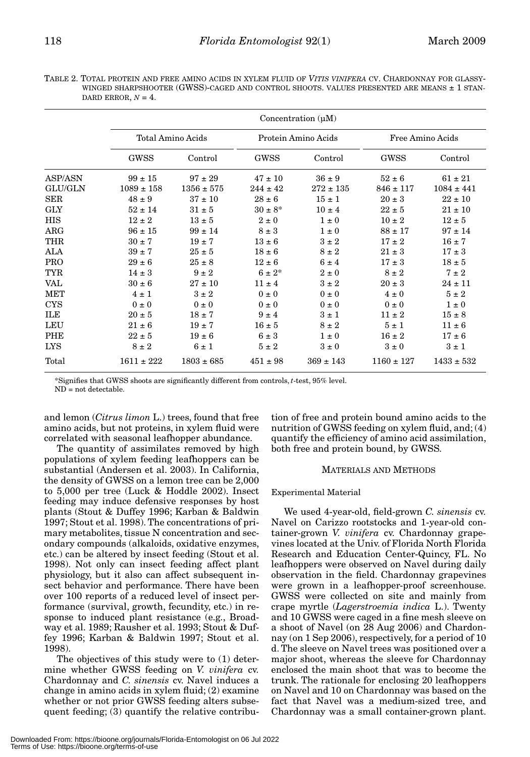TABLE 2. TOTAL PROTEIN AND FREE AMINO ACIDS IN XYLEM FLUID OF *VITIS VINIFERA* CV. CHARDONNAY FOR GLASSY-WINGED SHARPSHOOTER (GWSS)-CAGED AND CONTROL SHOOTS. VALUES PRESENTED ARE MEANS ± 1 STANDARD ERROR, $N = 4$.

| | Concentration (µM) | | | | | |
|---|---|---|---|---|---|---|
| | Total Amino Acids | | Protein Amino Acids | | Free Amino Acids | |
| | GWSS | Control | GWSS | Control | GWSS | Control |
| ASP/ASN | 99 ± 15 | 97 ± 29 | 47 ± 10 | 36 ± 9 | 52 ± 6 | 61 ± 21 |
| GLU/GLN | 1089 ± 158 | 1356 ± 575 | 244 ± 42 | 272 ± 135 | 846 ± 117 | 1084 ± 441 |
| SER | 48 ± 9 | 37 ± 10 | 28 ± 6 | 15 ± 1 | 20 ± 3 | 22 ± 10 |
| GLY | 52 ± 14 | 31 ± 5 | 30 ± 8* | 10 ± 4 | 22 ± 5 | 21 ± 10 |
| HIS | 12 ± 2 | 13 ± 5 | 2 ± 0 | 1 ± 0 | 10 ± 2 | 12 ± 5 |
| ARG | 96 ± 15 | 99 ± 14 | 8 ± 3 | 1 ± 0 | 88 ± 17 | 97 ± 14 |
| THR | 30 ± 7 | 19 ± 7 | 13 ± 6 | 3 ± 2 | 17 ± 2 | 16 ± 7 |
| ALA | 39 ± 7 | 25 ± 5 | 18 ± 6 | 8 ± 2 | 21 ± 3 | 17 ± 3 |
| PRO | 29 ± 6 | 25 ± 8 | 12 ± 6 | 6 ± 4 | 17 ± 3 | 18 ± 5 |
| TYR | 14 ± 3 | 9 ± 2 | 6 ± 2* | 2 ± 0 | 8 ± 2 | 7 ± 2 |
| VAL | 30 ± 6 | 27 ± 10 | 11 ± 4 | 3 ± 2 | 20 ± 3 | 24 ± 11 |
| MET | 4 ± 1 | 3 ± 2 | 0 ± 0 | 0 ± 0 | 4 ± 0 | 5 ± 2 |
| CYS | 0 ± 0 | 0 ± 0 | 0 ± 0 | 0 ± 0 | 0 ± 0 | 1 ± 0 |
| ILE | 20 ± 5 | 18 ± 7 | 9 ± 4 | 3 ± 1 | 11 ± 2 | 15 ± 8 |
| LEU | 21 ± 6 | 19 ± 7 | 16 ± 5 | 8 ± 2 | 5 ± 1 | 11 ± 6 |
| PHE | 22 ± 5 | 19 ± 6 | 6 ± 3 | 1 ± 0 | 16 ± 2 | 17 ± 6 |
| LYS | 8 ± 2 | 6 ± 1 | 5 ± 2 | 3 ± 0 | 3 ± 0 | 3 ± 1 |
| Total | 1611 ± 222 | 1803 ± 685 | 451 ± 98 | 369 ± 143 | 1160 ± 127 | 1433 ± 532 |

*Signifies that GWSS shoots are significantly different from controls, *t*-test, 95% level.
ND = not detectable.

and lemon (*Citrus limon* L.) trees, found that free amino acids, but not proteins, in xylem fluid were correlated with seasonal leafhopper abundance.

The quantity of assimilates removed by high populations of xylem feeding leafhoppers can be substantial (Andersen et al. 2003). In California, the density of GWSS on a lemon tree can be 2,000 to 5,000 per tree (Luck & Hoddle 2002). Insect feeding may induce defensive responses by host plants (Stout & Duffey 1996; Karban & Baldwin 1997; Stout et al. 1998). The concentrations of primary metabolites, tissue N concentration and secondary compounds (alkaloids, oxidative enzymes, etc.) can be altered by insect feeding (Stout et al. 1998). Not only can insect feeding affect plant physiology, but it also can affect subsequent insect behavior and performance. There have been over 100 reports of a reduced level of insect performance (survival, growth, fecundity, etc.) in response to induced plant resistance (e.g., Broadway et al. 1989; Rausher et al. 1993; Stout & Duffey 1996; Karban & Baldwin 1997; Stout et al. 1998).

The objectives of this study were to (1) determine whether GWSS feeding on *V. vinifera* cv. Chardonnay and *C. sinensis* cv. Navel induces a change in amino acids in xylem fluid; (2) examine whether or not prior GWSS feeding alters subsequent feeding; (3) quantify the relative contribution of free and protein bound amino acids to the nutrition of GWSS feeding on xylem fluid, and; (4) quantify the efficiency of amino acid assimilation, both free and protein bound, by GWSS.

## MATERIALS AND METHODS

### Experimental Material

We used 4-year-old, field-grown *C. sinensis* cv. Navel on Carizzo rootstocks and 1-year-old container-grown *V. vinifera* cv. Chardonnay grapevines located at the Univ. of Florida North Florida Research and Education Center-Quincy, FL. No leafhoppers were observed on Navel during daily observation in the field. Chardonnay grapevines were grown in a leafhopper-proof screenhouse. GWSS were collected on site and mainly from crape myrtle (*Lagerstroemia indica* L.). Twenty and 10 GWSS were caged in a fine mesh sleeve on a shoot of Navel (on 28 Aug 2006) and Chardonnay (on 1 Sep 2006), respectively, for a period of 10 d. The sleeve on Navel trees was positioned over a major shoot, whereas the sleeve for Chardonnay enclosed the main shoot that was to become the trunk. The rationale for enclosing 20 leafhoppers on Navel and 10 on Chardonnay was based on the fact that Navel was a medium-sized tree, and Chardonnay was a small container-grown plant.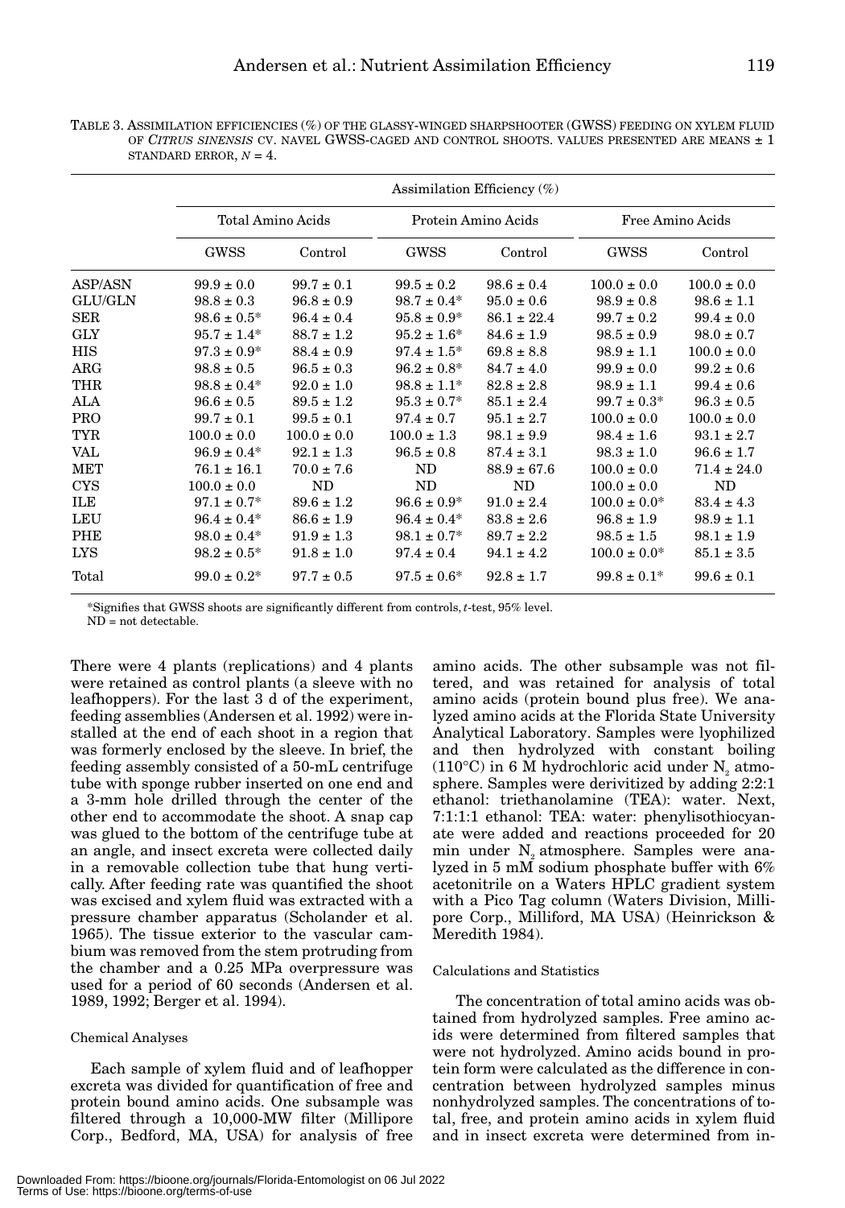TABLE 3. ASSIMILATION EFFICIENCIES (%) OF THE GLASSY-WINGED SHARPSHOOTER (GWSS) FEEDING ON XYLEM FLUID OF *CITRUS SINENSIS* CV. NAVEL GWSS-CAGED AND CONTROL SHOOTS. VALUES PRESENTED ARE MEANS ± 1 STANDARD ERROR, $N = 4$.

| | Assimilation Efficiency (%) | | | | | |
|---|---|---|---|---|---|---|
| | Total Amino Acids | | Protein Amino Acids | | Free Amino Acids | |
| | GWSS | Control | GWSS | Control | GWSS | Control |
| ASP/ASN | 99.9 ± 0.0 | 99.7 ± 0.1 | 99.5 ± 0.2 | 98.6 ± 0.4 | 100.0 ± 0.0 | 100.0 ± 0.0 |
| GLU/GLN | 98.8 ± 0.3 | 96.8 ± 0.9 | 98.7 ± 0.4* | 95.0 ± 0.6 | 98.9 ± 0.8 | 98.6 ± 1.1 |
| SER | 98.6 ± 0.5* | 96.4 ± 0.4 | 95.8 ± 0.9* | 86.1 ± 22.4 | 99.7 ± 0.2 | 99.4 ± 0.0 |
| GLY | 95.7 ± 1.4* | 88.7 ± 1.2 | 95.2 ± 1.6* | 84.6 ± 1.9 | 98.5 ± 0.9 | 98.0 ± 0.7 |
| HIS | 97.3 ± 0.9* | 88.4 ± 0.9 | 97.4 ± 1.5* | 69.8 ± 8.8 | 98.9 ± 1.1 | 100.0 ± 0.0 |
| ARG | 98.8 ± 0.5 | 96.5 ± 0.3 | 96.2 ± 0.8* | 84.7 ± 4.0 | 99.9 ± 0.0 | 99.2 ± 0.6 |
| THR | 98.8 ± 0.4* | 92.0 ± 1.0 | 98.8 ± 1.1* | 82.8 ± 2.8 | 98.9 ± 1.1 | 99.4 ± 0.6 |
| ALA | 96.6 ± 0.5 | 89.5 ± 1.2 | 95.3 ± 0.7* | 85.1 ± 2.4 | 99.7 ± 0.3* | 96.3 ± 0.5 |
| PRO | 99.7 ± 0.1 | 99.5 ± 0.1 | 97.4 ± 0.7 | 95.1 ± 2.7 | 100.0 ± 0.0 | 100.0 ± 0.0 |
| TYR | 100.0 ± 0.0 | 100.0 ± 0.0 | 100.0 ± 1.3 | 98.1 ± 9.9 | 98.4 ± 1.6 | 93.1 ± 2.7 |
| VAL | 96.9 ± 0.4* | 92.1 ± 1.3 | 96.5 ± 0.8 | 87.4 ± 3.1 | 98.3 ± 1.0 | 96.6 ± 1.7 |
| MET | 76.1 ± 16.1 | 70.0 ± 7.6 | ND | 88.9 ± 67.6 | 100.0 ± 0.0 | 71.4 ± 24.0 |
| CYS | 100.0 ± 0.0 | ND | ND | ND | 100.0 ± 0.0 | ND |
| ILE | 97.1 ± 0.7* | 89.6 ± 1.2 | 96.6 ± 0.9* | 91.0 ± 2.4 | 100.0 ± 0.0* | 83.4 ± 4.3 |
| LEU | 96.4 ± 0.4* | 86.6 ± 1.9 | 96.4 ± 0.4* | 83.8 ± 2.6 | 96.8 ± 1.9 | 98.9 ± 1.1 |
| PHE | 98.0 ± 0.4* | 91.9 ± 1.3 | 98.1 ± 0.7* | 89.7 ± 2.2 | 98.5 ± 1.5 | 98.1 ± 1.9 |
| LYS | 98.2 ± 0.5* | 91.8 ± 1.0 | 97.4 ± 0.4 | 94.1 ± 4.2 | 100.0 ± 0.0* | 85.1 ± 3.5 |
| Total | 99.0 ± 0.2* | 97.7 ± 0.5 | 97.5 ± 0.6* | 92.8 ± 1.7 | 99.8 ± 0.1* | 99.6 ± 0.1 |

*Signifies that GWSS shoots are significantly different from controls, *t*-test, 95% level.
ND = not detectable.

There were 4 plants (replications) and 4 plants were retained as control plants (a sleeve with no leafhoppers). For the last 3 d of the experiment, feeding assemblies (Andersen et al. 1992) were installed at the end of each shoot in a region that was formerly enclosed by the sleeve. In brief, the feeding assembly consisted of a 50-mL centrifuge tube with sponge rubber inserted on one end and a 3-mm hole drilled through the center of the other end to accommodate the shoot. A snap cap was glued to the bottom of the centrifuge tube at an angle, and insect excreta were collected daily in a removable collection tube that hung vertically. After feeding rate was quantified the shoot was excised and xylem fluid was extracted with a pressure chamber apparatus (Scholander et al. 1965). The tissue exterior to the vascular cambium was removed from the stem protruding from the chamber and a 0.25 MPa overpressure was used for a period of 60 seconds (Andersen et al. 1989, 1992; Berger et al. 1994).

### Chemical Analyses

Each sample of xylem fluid and of leafhopper excreta was divided for quantification of free and protein bound amino acids. One subsample was filtered through a 10,000-MW filter (Millipore Corp., Bedford, MA, USA) for analysis of free amino acids. The other subsample was not filtered, and was retained for analysis of total amino acids (protein bound plus free). We analyzed amino acids at the Florida State University Analytical Laboratory. Samples were lyophilized and then hydrolyzed with constant boiling (110°C) in 6 M hydrochloric acid under $N_2$ atmosphere. Samples were derivitized by adding 2:2:1 ethanol: triethanolamine (TEA): water. Next, 7:1:1:1 ethanol: TEA: water: phenylisothiocyanate were added and reactions proceeded for 20 min under $N_2$ atmosphere. Samples were analyzed in 5 mM sodium phosphate buffer with 6% acetonitrile on a Waters HPLC gradient system with a Pico Tag column (Waters Division, Millipore Corp., Milliford, MA USA) (Heinrickson & Meredith 1984).

### Calculations and Statistics

The concentration of total amino acids was obtained from hydrolyzed samples. Free amino acids were determined from filtered samples that were not hydrolyzed. Amino acids bound in protein form were calculated as the difference in concentration between hydrolyzed samples minus nonhydrolyzed samples. The concentrations of total, free, and protein amino acids in xylem fluid and in insect excreta were determined from in-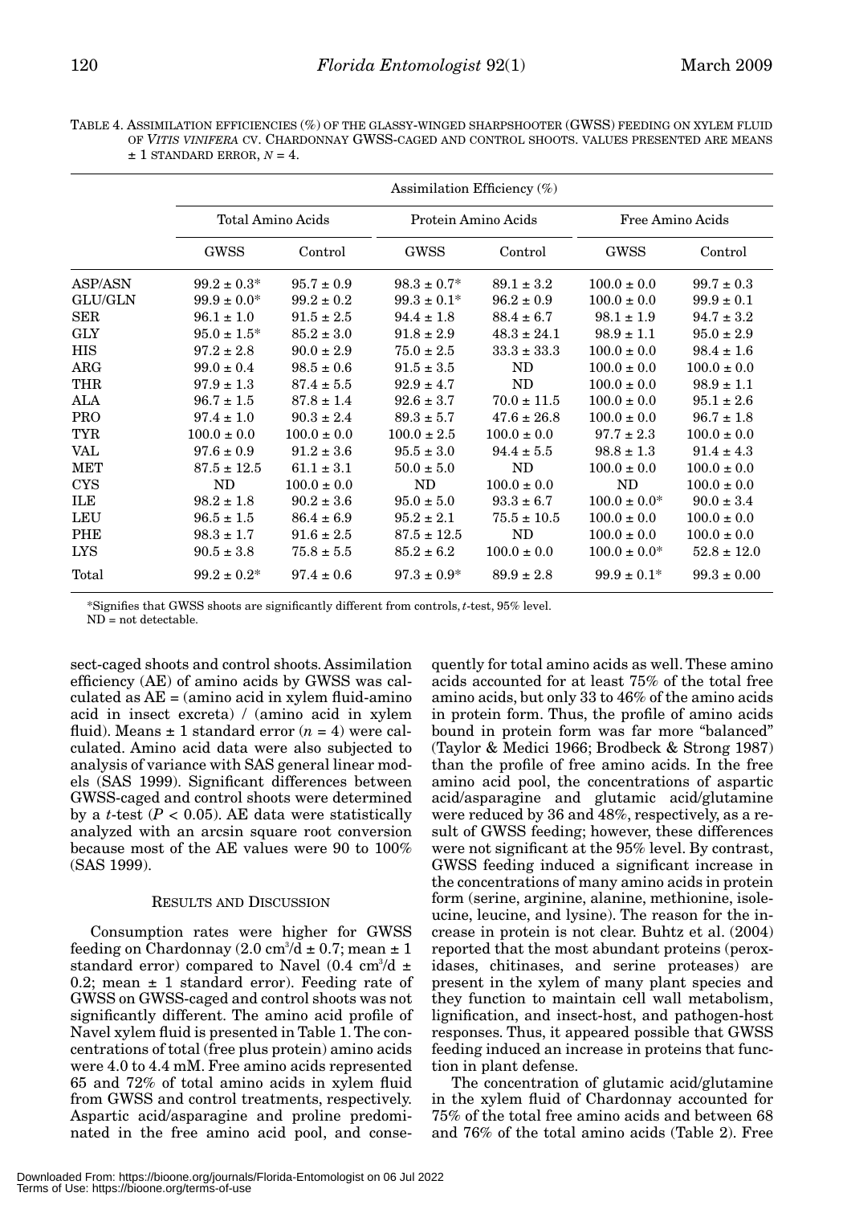TABLE 4. ASSIMILATION EFFICIENCIES (%) OF THE GLASSY-WINGED SHARPSHOOTER (GWSS) FEEDING ON XYLEM FLUID OF *VITIS VINIFERA* CV. CHARDONNAY GWSS-CAGED AND CONTROL SHOOTS. VALUES PRESENTED ARE MEANS ± 1 STANDARD ERROR, $N = 4$.

| | Assimilation Efficiency (%) | | | | | |
|---|---|---|---|---|---|---|
| | Total Amino Acids | | Protein Amino Acids | | Free Amino Acids | |
| | GWSS | Control | GWSS | Control | GWSS | Control |
| ASP/ASN | 99.2 ± 0.3* | 95.7 ± 0.9 | 98.3 ± 0.7* | 89.1 ± 3.2 | 100.0 ± 0.0 | 99.7 ± 0.3 |
| GLU/GLN | 99.9 ± 0.0* | 99.2 ± 0.2 | 99.3 ± 0.1* | 96.2 ± 0.9 | 100.0 ± 0.0 | 99.9 ± 0.1 |
| SER | 96.1 ± 1.0 | 91.5 ± 2.5 | 94.4 ± 1.8 | 88.4 ± 6.7 | 98.1 ± 1.9 | 94.7 ± 3.2 |
| GLY | 95.0 ± 1.5* | 85.2 ± 3.0 | 91.8 ± 2.9 | 48.3 ± 24.1 | 98.9 ± 1.1 | 95.0 ± 2.9 |
| HIS | 97.2 ± 2.8 | 90.0 ± 2.9 | 75.0 ± 2.5 | 33.3 ± 33.3 | 100.0 ± 0.0 | 98.4 ± 1.6 |
| ARG | 99.0 ± 0.4 | 98.5 ± 0.6 | 91.5 ± 3.5 | ND | 100.0 ± 0.0 | 100.0 ± 0.0 |
| THR | 97.9 ± 1.3 | 87.4 ± 5.5 | 92.9 ± 4.7 | ND | 100.0 ± 0.0 | 98.9 ± 1.1 |
| ALA | 96.7 ± 1.5 | 87.8 ± 1.4 | 92.6 ± 3.7 | 70.0 ± 11.5 | 100.0 ± 0.0 | 95.1 ± 2.6 |
| PRO | 97.4 ± 1.0 | 90.3 ± 2.4 | 89.3 ± 5.7 | 47.6 ± 26.8 | 100.0 ± 0.0 | 96.7 ± 1.8 |
| TYR | 100.0 ± 0.0 | 100.0 ± 0.0 | 100.0 ± 2.5 | 100.0 ± 0.0 | 97.7 ± 2.3 | 100.0 ± 0.0 |
| VAL | 97.6 ± 0.9 | 91.2 ± 3.6 | 95.5 ± 3.0 | 94.4 ± 5.5 | 98.8 ± 1.3 | 91.4 ± 4.3 |
| MET | 87.5 ± 12.5 | 61.1 ± 3.1 | 50.0 ± 5.0 | ND | 100.0 ± 0.0 | 100.0 ± 0.0 |
| CYS | ND | 100.0 ± 0.0 | ND | 100.0 ± 0.0 | ND | 100.0 ± 0.0 |
| ILE | 98.2 ± 1.8 | 90.2 ± 3.6 | 95.0 ± 5.0 | 93.3 ± 6.7 | 100.0 ± 0.0* | 90.0 ± 3.4 |
| LEU | 96.5 ± 1.5 | 86.4 ± 6.9 | 95.2 ± 2.1 | 75.5 ± 10.5 | 100.0 ± 0.0 | 100.0 ± 0.0 |
| PHE | 98.3 ± 1.7 | 91.6 ± 2.5 | 87.5 ± 12.5 | ND | 100.0 ± 0.0 | 100.0 ± 0.0 |
| LYS | 90.5 ± 3.8 | 75.8 ± 5.5 | 85.2 ± 6.2 | 100.0 ± 0.0 | 100.0 ± 0.0* | 52.8 ± 12.0 |
| Total | 99.2 ± 0.2* | 97.4 ± 0.6 | 97.3 ± 0.9* | 89.9 ± 2.8 | 99.9 ± 0.1* | 99.3 ± 0.00 |

*Signifies that GWSS shoots are significantly different from controls, *t*-test, 95% level.
ND = not detectable.

sect-caged shoots and control shoots. Assimilation efficiency (AE) of amino acids by GWSS was calculated as AE = (amino acid in xylem fluid-amino acid in insect excreta) / (amino acid in xylem fluid). Means ± 1 standard error ($n = 4$) were calculated. Amino acid data were also subjected to analysis of variance with SAS general linear models (SAS 1999). Significant differences between GWSS-caged and control shoots were determined by a *t*-test ($P < 0.05$). AE data were statistically analyzed with an arcsin square root conversion because most of the AE values were 90 to 100% (SAS 1999).

## RESULTS AND DISCUSSION

Consumption rates were higher for GWSS feeding on Chardonnay (2.0 $cm^3/d$ ± 0.7; mean ± 1 standard error) compared to Navel (0.4 $cm^3/d$ ± 0.2; mean ± 1 standard error). Feeding rate of GWSS on GWSS-caged and control shoots was not significantly different. The amino acid profile of Navel xylem fluid is presented in Table 1. The concentrations of total (free plus protein) amino acids were 4.0 to 4.4 mM. Free amino acids represented 65 and 72% of total amino acids in xylem fluid from GWSS and control treatments, respectively. Aspartic acid/asparagine and proline predominated in the free amino acid pool, and consequently for total amino acids as well. These amino acids accounted for at least 75% of the total free amino acids, but only 33 to 46% of the amino acids in protein form. Thus, the profile of amino acids bound in protein form was far more "balanced" (Taylor & Medici 1966; Brodbeck & Strong 1987) than the profile of free amino acids. In the free amino acid pool, the concentrations of aspartic acid/asparagine and glutamic acid/glutamine were reduced by 36 and 48%, respectively, as a result of GWSS feeding; however, these differences were not significant at the 95% level. By contrast, GWSS feeding induced a significant increase in the concentrations of many amino acids in protein form (serine, arginine, alanine, methionine, isoleucine, leucine, and lysine). The reason for the increase in protein is not clear. Buhtz et al. (2004) reported that the most abundant proteins (peroxidases, chitinases, and serine proteases) are present in the xylem of many plant species and they function to maintain cell wall metabolism, lignification, and insect-host, and pathogen-host responses. Thus, it appeared possible that GWSS feeding induced an increase in proteins that function in plant defense.

The concentration of glutamic acid/glutamine in the xylem fluid of Chardonnay accounted for 75% of the total free amino acids and between 68 and 76% of the total amino acids (Table 2). Free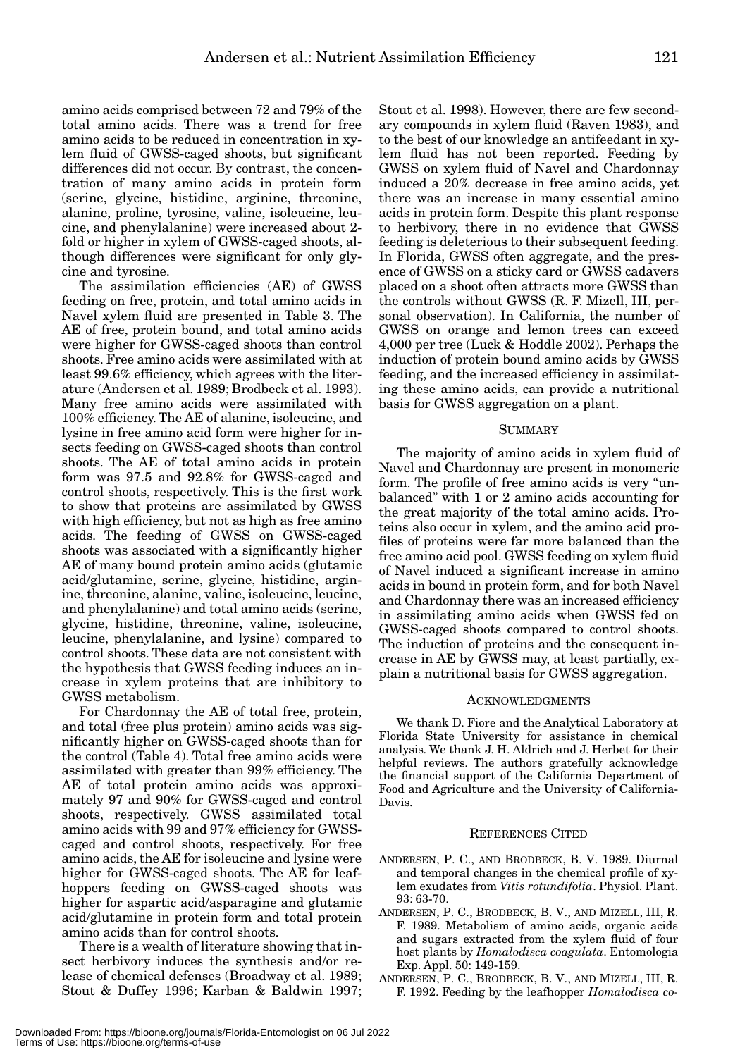amino acids comprised between 72 and 79% of the total amino acids. There was a trend for free amino acids to be reduced in concentration in xylem fluid of GWSS-caged shoots, but significant differences did not occur. By contrast, the concentration of many amino acids in protein form (serine, glycine, histidine, arginine, threonine, alanine, proline, tyrosine, valine, isoleucine, leucine, and phenylalanine) were increased about 2-fold or higher in xylem of GWSS-caged shoots, although differences were significant for only glycine and tyrosine.

The assimilation efficiencies (AE) of GWSS feeding on free, protein, and total amino acids in Navel xylem fluid are presented in Table 3. The AE of free, protein bound, and total amino acids were higher for GWSS-caged shoots than control shoots. Free amino acids were assimilated with at least 99.6% efficiency, which agrees with the literature (Andersen et al. 1989; Brodbeck et al. 1993). Many free amino acids were assimilated with 100% efficiency. The AE of alanine, isoleucine, and lysine in free amino acid form were higher for insects feeding on GWSS-caged shoots than control shoots. The AE of total amino acids in protein form was 97.5 and 92.8% for GWSS-caged and control shoots, respectively. This is the first work to show that proteins are assimilated by GWSS with high efficiency, but not as high as free amino acids. The feeding of GWSS on GWSS-caged shoots was associated with a significantly higher AE of many bound protein amino acids (glutamic acid/glutamine, serine, glycine, histidine, arginine, threonine, alanine, valine, isoleucine, leucine, and phenylalanine) and total amino acids (serine, glycine, histidine, threonine, valine, isoleucine, leucine, phenylalanine, and lysine) compared to control shoots. These data are not consistent with the hypothesis that GWSS feeding induces an increase in xylem proteins that are inhibitory to GWSS metabolism.

For Chardonnay the AE of total free, protein, and total (free plus protein) amino acids was significantly higher on GWSS-caged shoots than for the control (Table 4). Total free amino acids were assimilated with greater than 99% efficiency. The AE of total protein amino acids was approximately 97 and 90% for GWSS-caged and control shoots, respectively. GWSS assimilated total amino acids with 99 and 97% efficiency for GWSS-caged and control shoots, respectively. For free amino acids, the AE for isoleucine and lysine were higher for GWSS-caged shoots. The AE for leafhoppers feeding on GWSS-caged shoots was higher for aspartic acid/asparagine and glutamic acid/glutamine in protein form and total protein amino acids than for control shoots.

There is a wealth of literature showing that insect herbivory induces the synthesis and/or release of chemical defenses (Broadway et al. 1989; Stout & Duffey 1996; Karban & Baldwin 1997; Stout et al. 1998). However, there are few secondary compounds in xylem fluid (Raven 1983), and to the best of our knowledge an antifeedant in xylem fluid has not been reported. Feeding by GWSS on xylem fluid of Navel and Chardonnay induced a 20% decrease in free amino acids, yet there was an increase in many essential amino acids in protein form. Despite this plant response to herbivory, there in no evidence that GWSS feeding is deleterious to their subsequent feeding. In Florida, GWSS often aggregate, and the presence of GWSS on a sticky card or GWSS cadavers placed on a shoot often attracts more GWSS than the controls without GWSS (R. F. Mizell, III, personal observation). In California, the number of GWSS on orange and lemon trees can exceed 4,000 per tree (Luck & Hoddle 2002). Perhaps the induction of protein bound amino acids by GWSS feeding, and the increased efficiency in assimilating these amino acids, can provide a nutritional basis for GWSS aggregation on a plant.

## SUMMARY

The majority of amino acids in xylem fluid of Navel and Chardonnay are present in monomeric form. The profile of free amino acids is very "unbalanced" with 1 or 2 amino acids accounting for the great majority of the total amino acids. Proteins also occur in xylem, and the amino acid profiles of proteins were far more balanced than the free amino acid pool. GWSS feeding on xylem fluid of Navel induced a significant increase in amino acids in bound in protein form, and for both Navel and Chardonnay there was an increased efficiency in assimilating amino acids when GWSS fed on GWSS-caged shoots compared to control shoots. The induction of proteins and the consequent increase in AE by GWSS may, at least partially, explain a nutritional basis for GWSS aggregation.

## ACKNOWLEDGMENTS

We thank D. Fiore and the Analytical Laboratory at Florida State University for assistance in chemical analysis. We thank J. H. Aldrich and J. Herbet for their helpful reviews. The authors gratefully acknowledge the financial support of the California Department of Food and Agriculture and the University of California-Davis.

## REFERENCES CITED

ANDERSEN, P. C., AND BRODBECK, B. V. 1989. Diurnal and temporal changes in the chemical profile of xylem exudates from *Vitis rotundifolia*. Physiol. Plant. 93: 63-70.

ANDERSEN, P. C., BRODBECK, B. V., AND MIZELL, III, R. F. 1989. Metabolism of amino acids, organic acids and sugars extracted from the xylem fluid of four host plants by *Homalodisca coagulata*. Entomologia Exp. Appl. 50: 149-159.

ANDERSEN, P. C., BRODBECK, B. V., AND MIZELL, III, R. F. 1992. Feeding by the leafhopper *Homalodisca co-*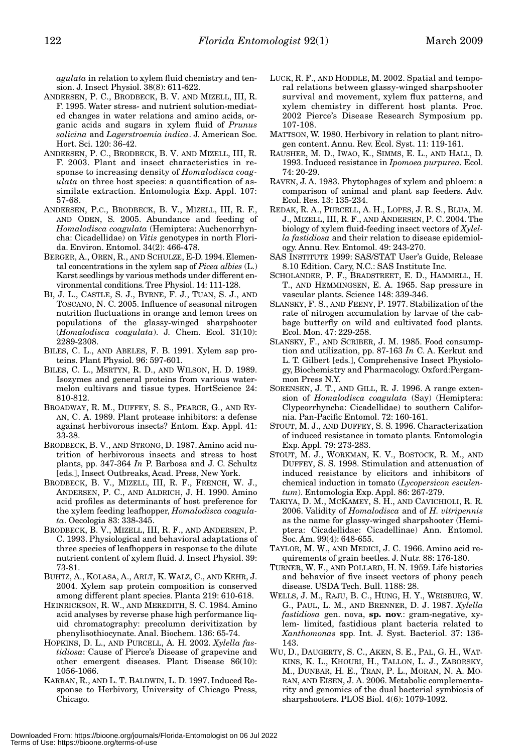*agulata* in relation to xylem fluid chemistry and tension. J. Insect Physiol. 38(8): 611-622.

ANDERSEN, P. C., BRODBECK, B. V. AND MIZELL, III, R. F. 1995. Water stress- and nutrient solution-mediated changes in water relations and amino acids, organic acids and sugars in xylem fluid of *Prunus salicina* and *Lagerstroemia indica*. J. American Soc. Hort. Sci. 120: 36-42.

ANDERSEN, P. C., BRODBECK, B. V. AND MIZELL, III, R. F. 2003. Plant and insect characteristics in response to increasing density of *Homalodisca coagulata* on three host species: a quantification of assimilate extraction. Entomologia Exp. Appl. 107: 57-68.

ANDERSEN, P.C., BRODBECK, B. V., MIZELL, III, R. F., AND ODEN, S. 2005. Abundance and feeding of *Homalodisca coagulata* (Hemiptera: Auchenorrhyncha: Cicadellidae) on *Vitis* genotypes in north Florida. Environ. Entomol. 34(2): 466-478.

BERGER, A., OREN, R., AND SCHULZE, E-D. 1994. Elemental concentrations in the xylem sap of *Picea albies* (L.) Karst seedlings by various methods under different environmental conditions. Tree Physiol. 14: 111-128.

BI, J. L., CASTLE, S. J., BYRNE, F. J., TUAN, S. J., AND TOSCANO, N. C. 2005. Influence of seasonal nitrogen nutrition fluctuations in orange and lemon trees on populations of the glassy-winged sharpshooter (*Homalodisca coagulata*). J. Chem. Ecol. 31(10): 2289-2308.

BILES, C. L., AND ABELES, F. B. 1991. Xylem sap proteins. Plant Physiol. 96: 597-601.

BILES, C. L., MSRTYN, R. D., AND WILSON, H. D. 1989. Isozymes and general proteins from various watermelon cultivars and tissue types. HortScience 24: 810-812.

BROADWAY, R. M., DUFFEY, S. S., PEARCE, G., AND RYAN, C. A. 1989. Plant protease inhibitors: a defense against herbivorous insects? Entom. Exp. Appl. 41: 33-38.

BRODBECK, B. V., AND STRONG, D. 1987. Amino acid nutrition of herbivorous insects and stress to host plants, pp. 347-364 *In* P. Barbosa and J. C. Schultz [eds.], Insect Outbreaks, Acad. Press, New York.

BRODBECK, B. V., MIZELL, III, R. F., FRENCH, W. J., ANDERSEN, P. C., AND ALDRICH, J. H. 1990. Amino acid profiles as determinants of host preference for the xylem feeding leafhopper, *Homalodisca coagulata*. Oecologia 83: 338-345.

BRODBECK, B. V., MIZELL, III, R. F., AND ANDERSEN, P. C. 1993. Physiological and behavioral adaptations of three species of leafhoppers in response to the dilute nutrient content of xylem fluid. J. Insect Physiol. 39: 73-81.

BUHTZ, A., KOLASA, A., ARLT, K. WALZ, C., AND KEHR, J. 2004. Xylem sap protein composition is conserved among different plant species. Planta 219: 610-618.

HEINRICKSON, R. W., AND MEREDITH, S. C. 1984. Amino acid analyses by reverse phase high performance liquid chromatography: precolumn derivitization by phenylisothiocynate. Anal. Biochem. 136: 65-74.

HOPKINS, D. L., AND PURCELL, A. H. 2002. *Xylella fastidiosa*: Cause of Pierce's Disease of grapevine and other emergent diseases. Plant Disease 86(10): 1056-1066.

KARBAN, R., AND L. T. BALDWIN, L. D. 1997. Induced Response to Herbivory, University of Chicago Press, Chicago.

LUCK, R. F., AND HODDLE, M. 2002. Spatial and temporal relations between glassy-winged sharpshooter survival and movement, xylem flux patterns, and xylem chemistry in different host plants. Proc. 2002 Pierce's Disease Research Symposium pp. 107-108.

MATTSON, W. 1980. Herbivory in relation to plant nitrogen content. Annu. Rev. Ecol. Syst. 11: 119-161.

RAUSHER, M. D., IWAO, K., SIMMS, E. L., AND HALL, D. 1993. Induced resistance in *Ipomoea purpurea.* Ecol. 74: 20-29.

RAVEN, J. A. 1983. Phytophages of xylem and phloem: a comparison of animal and plant sap feeders. Adv. Ecol. Res. 13: 135-234.

REDAK, R. A., PURCELL, A. H., LOPES, J. R. S., BLUA, M. J., MIZELL, III, R. F., AND ANDERSEN, P. C. 2004. The biology of xylem fluid-feeding insect vectors of *Xylella fastidiosa* and their relation to disease epidemiology. Annu. Rev. Entomol. 49: 243-270.

SAS INSTITUTE 1999: SAS/STAT User's Guide, Release 8.10 Edition. Cary, N.C.: SAS Institute Inc.

SCHOLANDER, P. F., BRADSTREET, E. D., HAMMELL, H. T., AND HEMMINGSEN, E. A. 1965. Sap pressure in vascular plants. Science 148: 339-346.

SLANSKY, F. S., AND FEENY, P. 1977. Stabilization of the rate of nitrogen accumulation by larvae of the cabbage butterfly on wild and cultivated food plants. Ecol. Mon. 47: 229-258.

SLANSKY, F., AND SCRIBER, J. M. 1985. Food consumption and utilization, pp. 87-163 *In* C. A. Kerkut and L. T. Gilbert [eds.], Comprehensive Insect Physiology, Biochemistry and Pharmacology. Oxford:Pergammon Press N.Y.

SORENSEN, J. T., AND GILL, R. J. 1996. A range extension of *Homalodisca coagulata* (Say) (Hemiptera: Clypeorrhyncha: Cicadellidae) to southern California. Pan-Pacific Entomol. 72: 160-161.

STOUT, M. J., AND DUFFEY, S. S. 1996. Characterization of induced resistance in tomato plants. Entomologia Exp. Appl. 79: 273-283.

STOUT, M. J., WORKMAN, K. V., BOSTOCK, R. M., AND DUFFEY, S. S. 1998. Stimulation and attenuation of induced resistance by elicitors and inhibitors of chemical induction in tomato (*Lycopersicon esculentum*). Entomologia Exp. Appl. 86: 267-279.

TAKIYA, D. M., MCKAMEY, S. H., AND CAVICHIOLI, R. R. 2006. Validity of *Homalodisca* and of *H. vitripennis* as the name for glassy-winged sharpshooter (Hemiptera: Cicadellidae: Cicadellinae) Ann. Entomol. Soc. Am. 99(4): 648-655.

TAYLOR, M. W., AND MEDICI, J. C. 1966. Amino acid requirements of grain beetles. J. Nutr. 88: 176-180.

TURNER, W. F., AND POLLARD, H. N. 1959. Life histories and behavior of five insect vectors of phony peach disease. USDA Tech. Bull. 1188: 28.

WELLS, J. M., RAJU, B. C., HUNG, H. Y., WEISBURG, W. G., PAUL, L. M., AND BRENNER, D. J. 1987. *Xylella fastidiosa* gen. nova, **sp. nov.**: gram-negative, xylem- limited, fastidious plant bacteria related to *Xanthomonas* spp. Int. J. Syst. Bacteriol. 37: 136-143.

WU, D., DAUGERTY, S. C., AKEN, S. E., PAL, G. H., WATKINS, K. L., KHOURI, H., TALLON, L. J., ZABORSKY, M., DUNBAR, H. E., TRAN, P. L., MORAN, N. A. MORAN, AND EISEN, J. A. 2006. Metabolic complementarity and genomics of the dual bacterial symbiosis of sharpshooters. PLOS Biol. 4(6): 1079-1092.